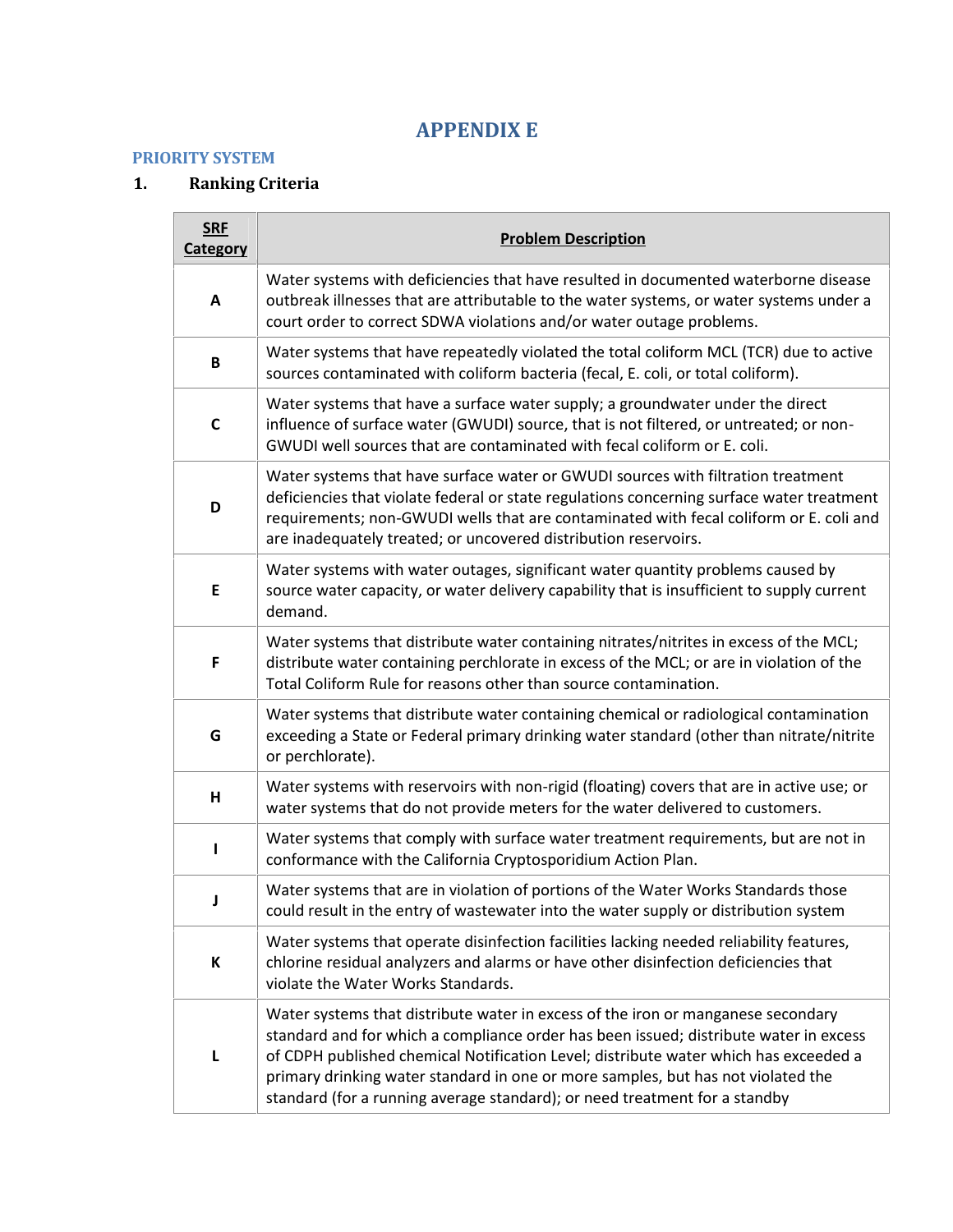# APPENDIX E

## PRIORITY SYSTEM

### 1. Ranking Criteria

| SRF Category | Problem Description |
|---|---|
| A | Water systems with deficiencies that have resulted in documented waterborne disease outbreak illnesses that are attributable to the water systems, or water systems under a court order to correct SDWA violations and/or water outage problems. |
| B | Water systems that have repeatedly violated the total coliform MCL (TCR) due to active sources contaminated with coliform bacteria (fecal, E. coli, or total coliform). |
| C | Water systems that have a surface water supply; a groundwater under the direct influence of surface water (GWUDI) source, that is not filtered, or untreated; or non-GWUDI well sources that are contaminated with fecal coliform or E. coli. |
| D | Water systems that have surface water or GWUDI sources with filtration treatment deficiencies that violate federal or state regulations concerning surface water treatment requirements; non-GWUDI wells that are contaminated with fecal coliform or E. coli and are inadequately treated; or uncovered distribution reservoirs. |
| E | Water systems with water outages, significant water quantity problems caused by source water capacity, or water delivery capability that is insufficient to supply current demand. |
| F | Water systems that distribute water containing nitrates/nitrites in excess of the MCL; distribute water containing perchlorate in excess of the MCL; or are in violation of the Total Coliform Rule for reasons other than source contamination. |
| G | Water systems that distribute water containing chemical or radiological contamination exceeding a State or Federal primary drinking water standard (other than nitrate/nitrite or perchlorate). |
| H | Water systems with reservoirs with non-rigid (floating) covers that are in active use; or water systems that do not provide meters for the water delivered to customers. |
| I | Water systems that comply with surface water treatment requirements, but are not in conformance with the California Cryptosporidium Action Plan. |
| J | Water systems that are in violation of portions of the Water Works Standards those could result in the entry of wastewater into the water supply or distribution system |
| K | Water systems that operate disinfection facilities lacking needed reliability features, chlorine residual analyzers and alarms or have other disinfection deficiencies that violate the Water Works Standards. |
| L | Water systems that distribute water in excess of the iron or manganese secondary standard and for which a compliance order has been issued; distribute water in excess of CDPH published chemical Notification Level; distribute water which has exceeded a primary drinking water standard in one or more samples, but has not violated the standard (for a running average standard); or need treatment for a standby |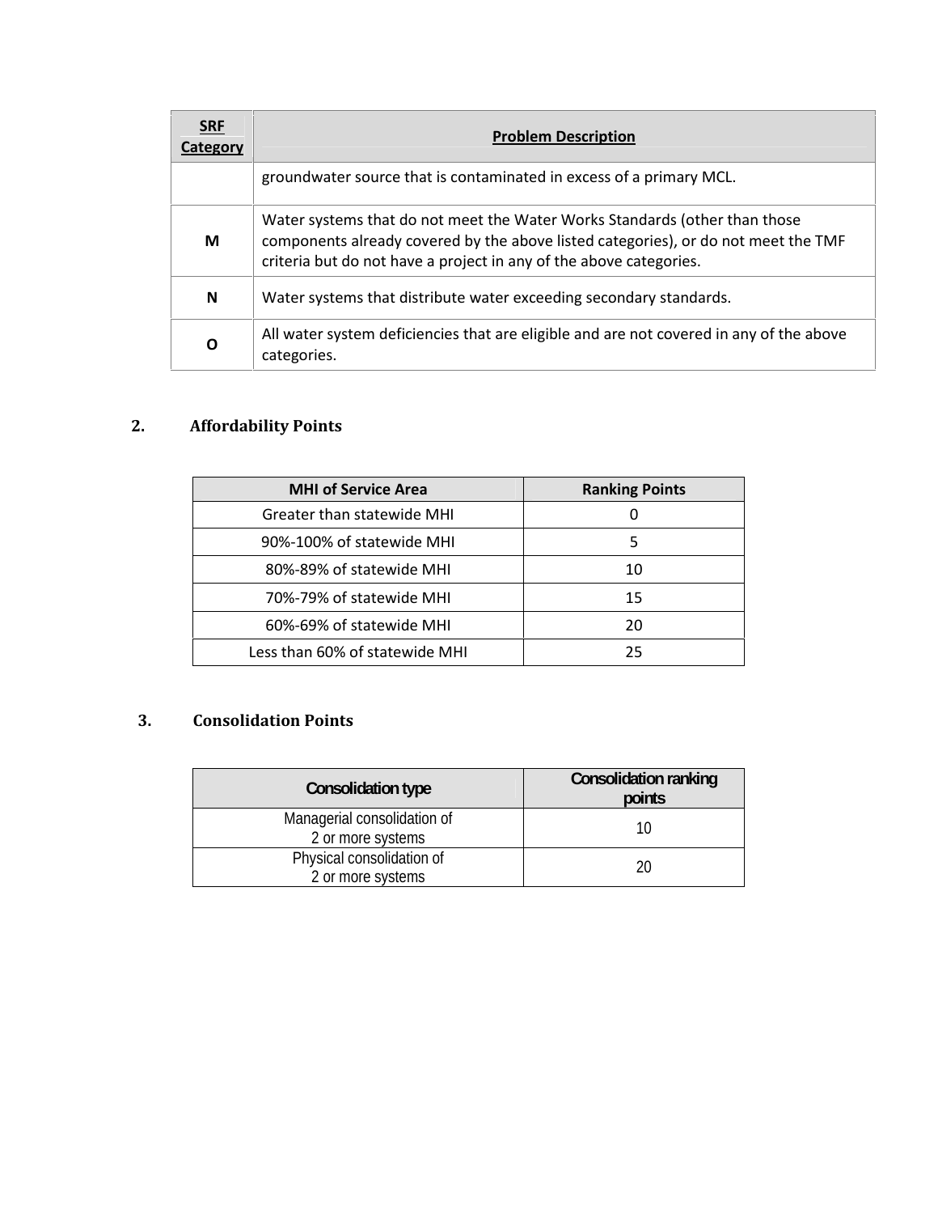| SRF Category | Problem Description |
|---|---|
| | groundwater source that is contaminated in excess of a primary MCL. |
| M | Water systems that do not meet the Water Works Standards (other than those components already covered by the above listed categories), or do not meet the TMF criteria but do not have a project in any of the above categories. |
| N | Water systems that distribute water exceeding secondary standards. |
| O | All water system deficiencies that are eligible and are not covered in any of the above categories. |

## 2. Affordability Points

| MHI of Service Area | Ranking Points |
|---|---|
| Greater than statewide MHI | 0 |
| 90%-100% of statewide MHI | 5 |
| 80%-89% of statewide MHI | 10 |
| 70%-79% of statewide MHI | 15 |
| 60%-69% of statewide MHI | 20 |
| Less than 60% of statewide MHI | 25 |

## 3. Consolidation Points

| Consolidation type | Consolidation ranking points |
|---|---|
| Managerial consolidation of 2 or more systems | 10 |
| Physical consolidation of 2 or more systems | 20 |